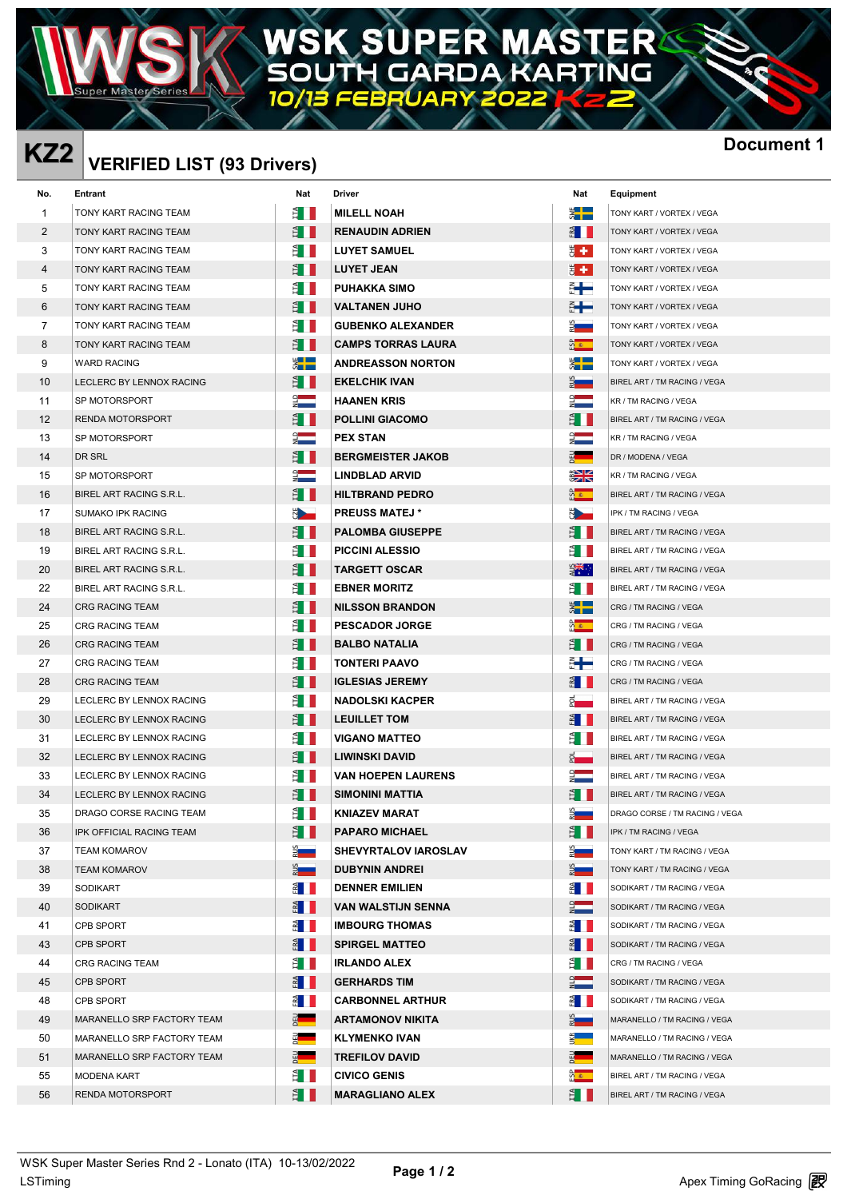# WSK SUPER MASTER
## SOUTH GARDA KARTING
## 10/13 FEBRUARY 2022 KZ2

**KZ2** **VERIFIED LIST (93 Drivers)** **Document 1**

| No. | Entrant | Nat | Driver | Nat | Equipment |
|---|---|---|---|---|---|
| 1 | TONY KART RACING TEAM | ITA | MILELL NOAH | SWE | TONY KART / VORTEX / VEGA |
| 2 | TONY KART RACING TEAM | ITA | RENAUDIN ADRIEN | FRA | TONY KART / VORTEX / VEGA |
| 3 | TONY KART RACING TEAM | ITA | LUYET SAMUEL | CHE | TONY KART / VORTEX / VEGA |
| 4 | TONY KART RACING TEAM | ITA | LUYET JEAN | CHE | TONY KART / VORTEX / VEGA |
| 5 | TONY KART RACING TEAM | ITA | PUHAKKA SIMO | FIN | TONY KART / VORTEX / VEGA |
| 6 | TONY KART RACING TEAM | ITA | VALTANEN JUHO | FIN | TONY KART / VORTEX / VEGA |
| 7 | TONY KART RACING TEAM | ITA | GUBENKO ALEXANDER | RUS | TONY KART / VORTEX / VEGA |
| 8 | TONY KART RACING TEAM | ITA | CAMPS TORRAS LAURA | ESP | TONY KART / VORTEX / VEGA |
| 9 | WARD RACING | SWE | ANDREASSON NORTON | SWE | TONY KART / VORTEX / VEGA |
| 10 | LECLERC BY LENNOX RACING | ITA | EKELCHIK IVAN | RUS | BIREL ART / TM RACING / VEGA |
| 11 | SP MOTORSPORT | NLD | HAANEN KRIS | NLD | KR / TM RACING / VEGA |
| 12 | RENDA MOTORSPORT | ITA | POLLINI GIACOMO | ITA | BIREL ART / TM RACING / VEGA |
| 13 | SP MOTORSPORT | NLD | PEX STAN | NLD | KR / TM RACING / VEGA |
| 14 | DR SRL | ITA | BERGMEISTER JAKOB | DEU | DR / MODENA / VEGA |
| 15 | SP MOTORSPORT | NLD | LINDBLAD ARVID | GBR | KR / TM RACING / VEGA |
| 16 | BIREL ART RACING S.R.L. | ITA | HILTBRAND PEDRO | ESP | BIREL ART / TM RACING / VEGA |
| 17 | SUMAKO IPK RACING | CZE | PREUSS MATEJ * | CZE | IPK / TM RACING / VEGA |
| 18 | BIREL ART RACING S.R.L. | ITA | PALOMBA GIUSEPPE | ITA | BIREL ART / TM RACING / VEGA |
| 19 | BIREL ART RACING S.R.L. | ITA | PICCINI ALESSIO | ITA | BIREL ART / TM RACING / VEGA |
| 20 | BIREL ART RACING S.R.L. | ITA | TARGETT OSCAR | AUS | BIREL ART / TM RACING / VEGA |
| 22 | BIREL ART RACING S.R.L. | ITA | EBNER MORITZ | ITA | BIREL ART / TM RACING / VEGA |
| 24 | CRG RACING TEAM | ITA | NILSSON BRANDON | SWE | CRG / TM RACING / VEGA |
| 25 | CRG RACING TEAM | ITA | PESCADOR JORGE | ESP | CRG / TM RACING / VEGA |
| 26 | CRG RACING TEAM | ITA | BALBO NATALIA | ITA | CRG / TM RACING / VEGA |
| 27 | CRG RACING TEAM | ITA | TONTERI PAAVO | FIN | CRG / TM RACING / VEGA |
| 28 | CRG RACING TEAM | ITA | IGLESIAS JEREMY | FRA | CRG / TM RACING / VEGA |
| 29 | LECLERC BY LENNOX RACING | ITA | NADOLSKI KACPER | POL | BIREL ART / TM RACING / VEGA |
| 30 | LECLERC BY LENNOX RACING | ITA | LEUILLET TOM | FRA | BIREL ART / TM RACING / VEGA |
| 31 | LECLERC BY LENNOX RACING | ITA | VIGANO MATTEO | ITA | BIREL ART / TM RACING / VEGA |
| 32 | LECLERC BY LENNOX RACING | ITA | LIWINSKI DAVID | POL | BIREL ART / TM RACING / VEGA |
| 33 | LECLERC BY LENNOX RACING | ITA | VAN HOEPEN LAURENS | NLD | BIREL ART / TM RACING / VEGA |
| 34 | LECLERC BY LENNOX RACING | ITA | SIMONINI MATTIA | ITA | BIREL ART / TM RACING / VEGA |
| 35 | DRAGO CORSE RACING TEAM | ITA | KNIAZEV MARAT | RUS | DRAGO CORSE / TM RACING / VEGA |
| 36 | IPK OFFICIAL RACING TEAM | ITA | PAPARO MICHAEL | ITA | IPK / TM RACING / VEGA |
| 37 | TEAM KOMAROV | RUS | SHEVYRTALOV IAROSLAV | RUS | TONY KART / TM RACING / VEGA |
| 38 | TEAM KOMAROV | RUS | DUBYNIN ANDREI | RUS | TONY KART / TM RACING / VEGA |
| 39 | SODIKART | FRA | DENNER EMILIEN | FRA | SODIKART / TM RACING / VEGA |
| 40 | SODIKART | FRA | VAN WALSTIJN SENNA | NLD | SODIKART / TM RACING / VEGA |
| 41 | CPB SPORT | FRA | IMBOURG THOMAS | FRA | SODIKART / TM RACING / VEGA |
| 43 | CPB SPORT | FRA | SPIRGEL MATTEO | FRA | SODIKART / TM RACING / VEGA |
| 44 | CRG RACING TEAM | ITA | IRLANDO ALEX | ITA | CRG / TM RACING / VEGA |
| 45 | CPB SPORT | FRA | GERHARDS TIM | NLD | SODIKART / TM RACING / VEGA |
| 48 | CPB SPORT | FRA | CARBONNEL ARTHUR | FRA | SODIKART / TM RACING / VEGA |
| 49 | MARANELLO SRP FACTORY TEAM | DEU | ARTAMONOV NIKITA | RUS | MARANELLO / TM RACING / VEGA |
| 50 | MARANELLO SRP FACTORY TEAM | DEU | KLYMENKO IVAN | UKR | MARANELLO / TM RACING / VEGA |
| 51 | MARANELLO SRP FACTORY TEAM | DEU | TREFILOV DAVID | DEU | MARANELLO / TM RACING / VEGA |
| 55 | MODENA KART | ITA | CIVICO GENIS | ESP | BIREL ART / TM RACING / VEGA |
| 56 | RENDA MOTORSPORT | ITA | MARAGLIANO ALEX | ITA | BIREL ART / TM RACING / VEGA |

WSK Super Master Series Rnd 2 - Lonato (ITA) 10-13/02/2022
LSTiming
Apex Timing GoRacing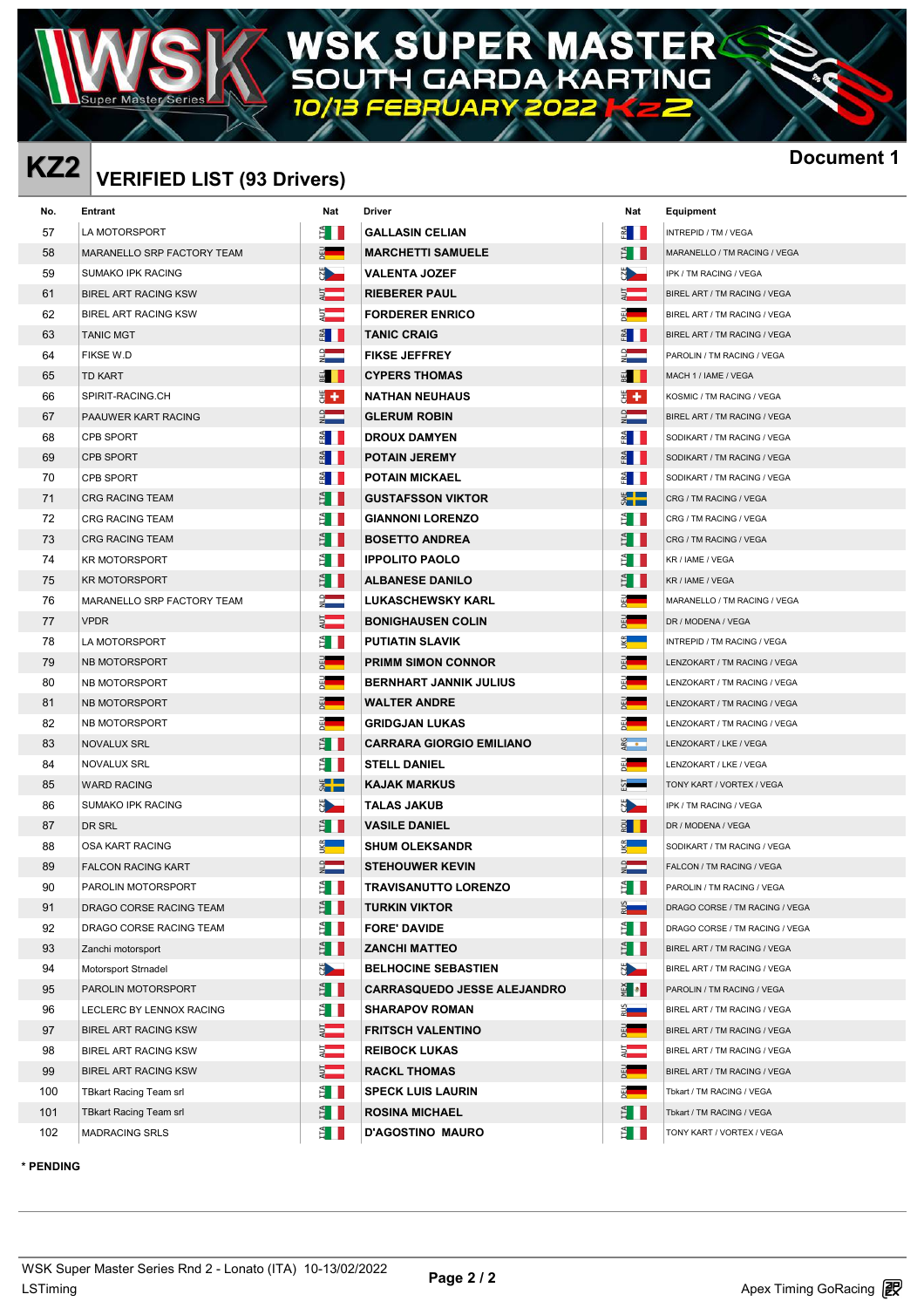# WSK SUPER MASTER
## SOUTH GARDA KARTING
### 10/13 FEBRUARY 2022 KZ2

**KZ2**

## VERIFIED LIST (93 Drivers)

**Document 1**

| No. | Entrant | Nat | Driver | Nat | Equipment |
|---|---|---|---|---|---|
| 57 | LA MOTORSPORT | ITA | GALLASIN CELIAN | FRA | INTREPID / TM / VEGA |
| 58 | MARANELLO SRP FACTORY TEAM | DEU | MARCHETTI SAMUELE | ITA | MARANELLO / TM RACING / VEGA |
| 59 | SUMAKO IPK RACING | CZE | VALENTA JOZEF | CZE | IPK / TM RACING / VEGA |
| 61 | BIREL ART RACING KSW | AUT | RIEBERER PAUL | AUT | BIREL ART / TM RACING / VEGA |
| 62 | BIREL ART RACING KSW | AUT | FORDERER ENRICO | DEU | BIREL ART / TM RACING / VEGA |
| 63 | TANIC MGT | FRA | TANIC CRAIG | FRA | BIREL ART / TM RACING / VEGA |
| 64 | FIKSE W.D | NLD | FIKSE JEFFREY | NLD | PAROLIN / TM RACING / VEGA |
| 65 | TD KART | BEL | CYPERS THOMAS | BEL | MACH 1 / IAME / VEGA |
| 66 | SPIRIT-RACING.CH | CHE | NATHAN NEUHAUS | CHE | KOSMIC / TM RACING / VEGA |
| 67 | PAAUWER KART RACING | NLD | GLERUM ROBIN | NLD | BIREL ART / TM RACING / VEGA |
| 68 | CPB SPORT | FRA | DROUX DAMYEN | FRA | SODIKART / TM RACING / VEGA |
| 69 | CPB SPORT | FRA | POTAIN JEREMY | FRA | SODIKART / TM RACING / VEGA |
| 70 | CPB SPORT | FRA | POTAIN MICKAEL | FRA | SODIKART / TM RACING / VEGA |
| 71 | CRG RACING TEAM | ITA | GUSTAFSSON VIKTOR | SWE | CRG / TM RACING / VEGA |
| 72 | CRG RACING TEAM | ITA | GIANNONI LORENZO | ITA | CRG / TM RACING / VEGA |
| 73 | CRG RACING TEAM | ITA | BOSETTO ANDREA | ITA | CRG / TM RACING / VEGA |
| 74 | KR MOTORSPORT | ITA | IPPOLITO PAOLO | ITA | KR / IAME / VEGA |
| 75 | KR MOTORSPORT | ITA | ALBANESE DANILO | ITA | KR / IAME / VEGA |
| 76 | MARANELLO SRP FACTORY TEAM | NLD | LUKASCHEWSKY KARL | DEU | MARANELLO / TM RACING / VEGA |
| 77 | VPDR | AUT | BONIGHAUSEN COLIN | DEU | DR / MODENA / VEGA |
| 78 | LA MOTORSPORT | ITA | PUTIATIN SLAVIK | UKR | INTREPID / TM RACING / VEGA |
| 79 | NB MOTORSPORT | DEU | PRIMM SIMON CONNOR | DEU | LENZOKART / TM RACING / VEGA |
| 80 | NB MOTORSPORT | DEU | BERNHART JANNIK JULIUS | DEU | LENZOKART / TM RACING / VEGA |
| 81 | NB MOTORSPORT | DEU | WALTER ANDRE | DEU | LENZOKART / TM RACING / VEGA |
| 82 | NB MOTORSPORT | DEU | GRIDGJAN LUKAS | DEU | LENZOKART / TM RACING / VEGA |
| 83 | NOVALUX SRL | ITA | CARRARA GIORGIO EMILIANO | ARG | LENZOKART / LKE / VEGA |
| 84 | NOVALUX SRL | ITA | STELL DANIEL | DEU | LENZOKART / LKE / VEGA |
| 85 | WARD RACING | SWE | KAJAK MARKUS | EST | TONY KART / VORTEX / VEGA |
| 86 | SUMAKO IPK RACING | CZE | TALAS JAKUB | CZE | IPK / TM RACING / VEGA |
| 87 | DR SRL | ITA | VASILE DANIEL | ROU | DR / MODENA / VEGA |
| 88 | OSA KART RACING | UKR | SHUM OLEKSANDR | UKR | SODIKART / TM RACING / VEGA |
| 89 | FALCON RACING KART | NLD | STEHOUWER KEVIN | NLD | FALCON / TM RACING / VEGA |
| 90 | PAROLIN MOTORSPORT | ITA | TRAVISANUTTO LORENZO | ITA | PAROLIN / TM RACING / VEGA |
| 91 | DRAGO CORSE RACING TEAM | ITA | TURKIN VIKTOR | RUS | DRAGO CORSE / TM RACING / VEGA |
| 92 | DRAGO CORSE RACING TEAM | ITA | FORE' DAVIDE | ITA | DRAGO CORSE / TM RACING / VEGA |
| 93 | Zanchi motorsport | ITA | ZANCHI MATTEO | ITA | BIREL ART / TM RACING / VEGA |
| 94 | Motorsport Strnadel | CZE | BELHOCINE SEBASTIEN | CZE | BIREL ART / TM RACING / VEGA |
| 95 | PAROLIN MOTORSPORT | ITA | CARRASQUEDO JESSE ALEJANDRO | MEX | PAROLIN / TM RACING / VEGA |
| 96 | LECLERC BY LENNOX RACING | ITA | SHARAPOV ROMAN | RUS | BIREL ART / TM RACING / VEGA |
| 97 | BIREL ART RACING KSW | AUT | FRITSCH VALENTINO | DEU | BIREL ART / TM RACING / VEGA |
| 98 | BIREL ART RACING KSW | AUT | REIBOCK LUKAS | AUT | BIREL ART / TM RACING / VEGA |
| 99 | BIREL ART RACING KSW | AUT | RACKL THOMAS | DEU | BIREL ART / TM RACING / VEGA |
| 100 | TBkart Racing Team srl | ITA | SPECK LUIS LAURIN | DEU | Tbkart / TM RACING / VEGA |
| 101 | TBkart Racing Team srl | ITA | ROSINA MICHAEL | ITA | Tbkart / TM RACING / VEGA |
| 102 | MADRACING SRLS | ITA | D'AGOSTINO MAURO | ITA | TONY KART / VORTEX / VEGA |

**\* PENDING**

WSK Super Master Series Rnd 2 - Lonato (ITA) 10-13/02/2022
LSTiming

Apex Timing GoRacing